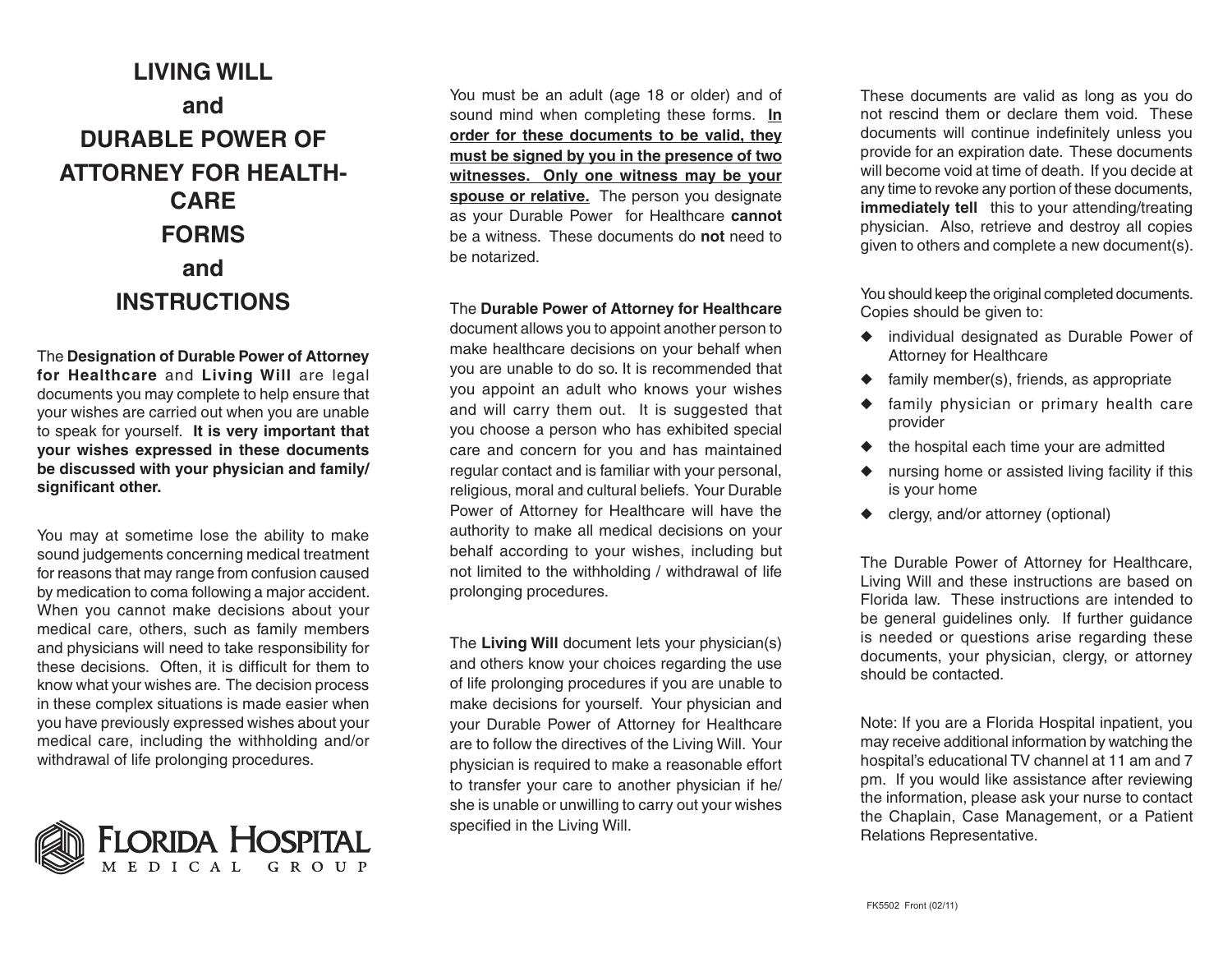# LIVING WILL and DURABLE POWER OF ATTORNEY FOR HEALTH-CARE FORMS and INSTRUCTIONS

The **Designation of Durable Power of Attorney for Healthcare** and **Living Will** are legal documents you may complete to help ensure that your wishes are carried out when you are unable to speak for yourself. **It is very important that your wishes expressed in these documents be discussed with your physician and family/significant other.**

You may at sometime lose the ability to make sound judgements concerning medical treatment for reasons that may range from confusion caused by medication to coma following a major accident. When you cannot make decisions about your medical care, others, such as family members and physicians will need to take responsibility for these decisions. Often, it is difficult for them to know what your wishes are. The decision process in these complex situations is made easier when you have previously expressed wishes about your medical care, including the withholding and/or withdrawal of life prolonging procedures.

FLORIDA HOSPITAL
MEDICAL GROUP

You must be an adult (age 18 or older) and of sound mind when completing these forms. **In order for these documents to be valid, they must be signed by you in the presence of two witnesses. Only one witness may be your spouse or relative.** The person you designate as your Durable Power for Healthcare **cannot** be a witness. These documents do **not** need to be notarized.

The **Durable Power of Attorney for Healthcare** document allows you to appoint another person to make healthcare decisions on your behalf when you are unable to do so. It is recommended that you appoint an adult who knows your wishes and will carry them out. It is suggested that you choose a person who has exhibited special care and concern for you and has maintained regular contact and is familiar with your personal, religious, moral and cultural beliefs. Your Durable Power of Attorney for Healthcare will have the authority to make all medical decisions on your behalf according to your wishes, including but not limited to the withholding / withdrawal of life prolonging procedures.

The **Living Will** document lets your physician(s) and others know your choices regarding the use of life prolonging procedures if you are unable to make decisions for yourself. Your physician and your Durable Power of Attorney for Healthcare are to follow the directives of the Living Will. Your physician is required to make a reasonable effort to transfer your care to another physician if he/she is unable or unwilling to carry out your wishes specified in the Living Will.

These documents are valid as long as you do not rescind them or declare them void. These documents will continue indefinitely unless you provide for an expiration date. These documents will become void at time of death. If you decide at any time to revoke any portion of these documents, **immediately tell** this to your attending/treating physician. Also, retrieve and destroy all copies given to others and complete a new document(s).

You should keep the original completed documents. Copies should be given to:

- individual designated as Durable Power of Attorney for Healthcare
- family member(s), friends, as appropriate
- family physician or primary health care provider
- the hospital each time your are admitted
- nursing home or assisted living facility if this is your home
- clergy, and/or attorney (optional)

The Durable Power of Attorney for Healthcare, Living Will and these instructions are based on Florida law. These instructions are intended to be general guidelines only. If further guidance is needed or questions arise regarding these documents, your physician, clergy, or attorney should be contacted.

Note: If you are a Florida Hospital inpatient, you may receive additional information by watching the hospital's educational TV channel at 11 am and 7 pm. If you would like assistance after reviewing the information, please ask your nurse to contact the Chaplain, Case Management, or a Patient Relations Representative.

FK5502 Front (02/11)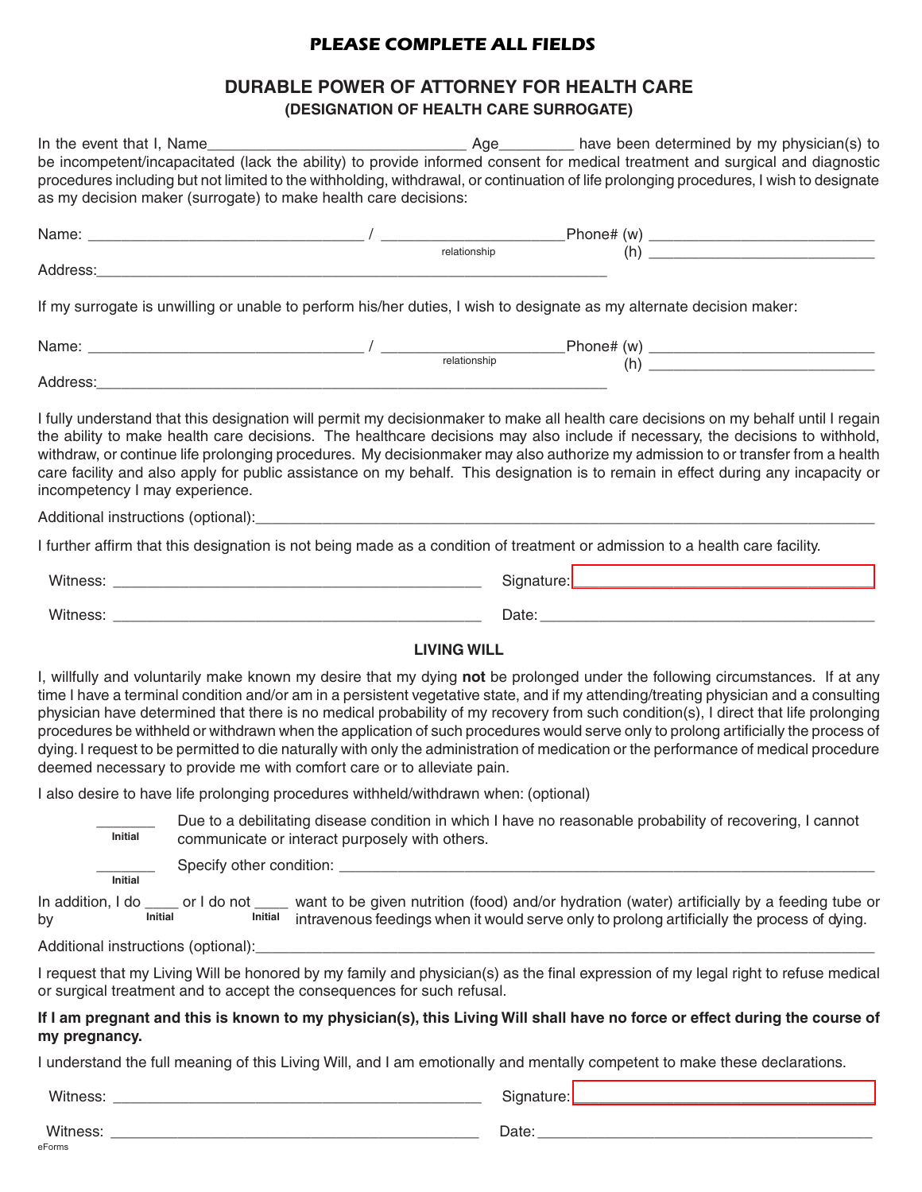**PLEASE COMPLETE ALL FIELDS**

## DURABLE POWER OF ATTORNEY FOR HEALTH CARE
### (DESIGNATION OF HEALTH CARE SURROGATE)

In the event that I, Name______________________________ Age_________ have been determined by my physician(s) to be incompetent/incapacitated (lack the ability) to provide informed consent for medical treatment and surgical and diagnostic procedures including but not limited to the withholding, withdrawal, or continuation of life prolonging procedures, I wish to designate as my decision maker (surrogate) to make health care decisions:

Name: ________________________________ / ______________________ Phone# (w) __________________________
relationship (h) __________________________
Address:____________________________________________________________

If my surrogate is unwilling or unable to perform his/her duties, I wish to designate as my alternate decision maker:

Name: ________________________________ / ______________________ Phone# (w) __________________________
relationship (h) __________________________
Address:____________________________________________________________

I fully understand that this designation will permit my decisionmaker to make all health care decisions on my behalf until I regain the ability to make health care decisions. The healthcare decisions may also include if necessary, the decisions to withhold, withdraw, or continue life prolonging procedures. My decisionmaker may also authorize my admission to or transfer from a health care facility and also apply for public assistance on my behalf. This designation is to remain in effect during any incapacity or incompetency I may experience.

Additional instructions (optional):________________________________________________________________________

I further affirm that this designation is not being made as a condition of treatment or admission to a health care facility.

Witness: ____________________________________________ Signature:___________________________________

Witness: ____________________________________________ Date:_______________________________________

### LIVING WILL

I, willfully and voluntarily make known my desire that my dying **not** be prolonged under the following circumstances. If at any time I have a terminal condition and/or am in a persistent vegetative state, and if my attending/treating physician and a consulting physician have determined that there is no medical probability of my recovery from such condition(s), I direct that life prolonging procedures be withheld or withdrawn when the application of such procedures would serve only to prolong artificially the process of dying. I request to be permitted to die naturally with only the administration of medication or the performance of medical procedure deemed necessary to provide me with comfort care or to alleviate pain.

I also desire to have life prolonging procedures withheld/withdrawn when: (optional)

_______ Due to a debilitating disease condition in which I have no reasonable probability of recovering, I cannot communicate or interact purposely with others.
Initial

_______ Specify other condition: _________________________________________________________________
Initial

In addition, I do ____ or I do not ____ want to be given nutrition (food) and/or hydration (water) artificially by a feeding tube or by intravenous feedings when it would serve only to prolong artificially the process of dying.
Initial Initial

Additional instructions (optional):________________________________________________________________________

I request that my Living Will be honored by my family and physician(s) as the final expression of my legal right to refuse medical or surgical treatment and to accept the consequences for such refusal.

**If I am pregnant and this is known to my physician(s), this Living Will shall have no force or effect during the course of my pregnancy.**

I understand the full meaning of this Living Will, and I am emotionally and mentally competent to make these declarations.

Witness: ____________________________________________ Signature:___________________________________

Witness: ____________________________________________ Date:_______________________________________

eForms